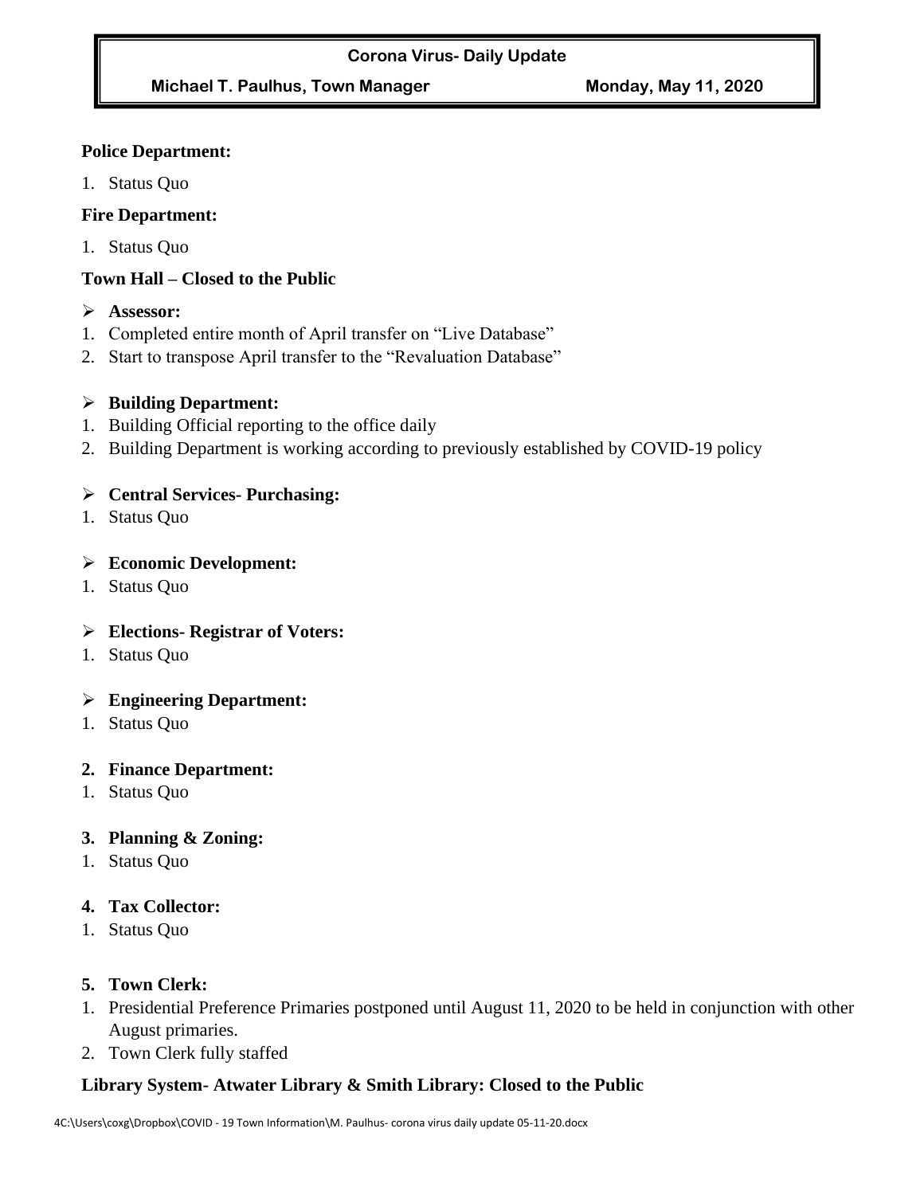**Corona Virus- Daily Update**

**Michael T. Paulhus, Town Manager** **Monday, May 11, 2020**

**Police Department:**

1. Status Quo

**Fire Department:**

1. Status Quo

**Town Hall – Closed to the Public**

- **Assessor:**

1. Completed entire month of April transfer on "Live Database"
2. Start to transpose April transfer to the "Revaluation Database"

- **Building Department:**

1. Building Official reporting to the office daily
2. Building Department is working according to previously established by COVID-19 policy

- **Central Services- Purchasing:**

1. Status Quo

- **Economic Development:**

1. Status Quo

- **Elections- Registrar of Voters:**

1. Status Quo

- **Engineering Department:**

1. Status Quo

**2. Finance Department:**

1. Status Quo

**3. Planning & Zoning:**

1. Status Quo

**4. Tax Collector:**

1. Status Quo

**5. Town Clerk:**

1. Presidential Preference Primaries postponed until August 11, 2020 to be held in conjunction with other August primaries.
2. Town Clerk fully staffed

**Library System- Atwater Library & Smith Library: Closed to the Public**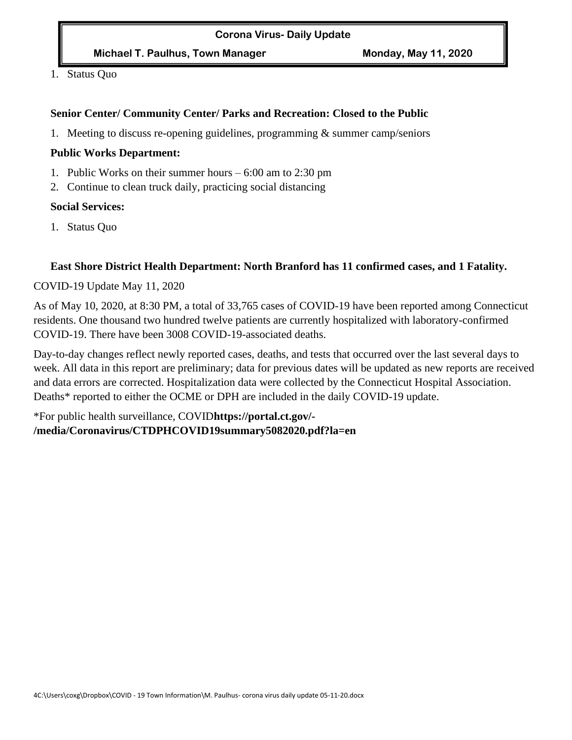1. Status Quo

**Senior Center/ Community Center/ Parks and Recreation: Closed to the Public**

1. Meeting to discuss re-opening guidelines, programming & summer camp/seniors

**Public Works Department:**

1. Public Works on their summer hours – 6:00 am to 2:30 pm
2. Continue to clean truck daily, practicing social distancing

**Social Services:**

1. Status Quo

**East Shore District Health Department: North Branford has 11 confirmed cases, and 1 Fatality.**

COVID-19 Update May 11, 2020

As of May 10, 2020, at 8:30 PM, a total of 33,765 cases of COVID-19 have been reported among Connecticut residents. One thousand two hundred twelve patients are currently hospitalized with laboratory-confirmed COVID-19. There have been 3008 COVID-19-associated deaths.

Day-to-day changes reflect newly reported cases, deaths, and tests that occurred over the last several days to week. All data in this report are preliminary; data for previous dates will be updated as new reports are received and data errors are corrected. Hospitalization data were collected by the Connecticut Hospital Association. Deaths* reported to either the OCME or DPH are included in the daily COVID-19 update.

*For public health surveillance, COVID**https://portal.ct.gov/-/media/Coronavirus/CTDPHCOVID19summary5082020.pdf?la=en**